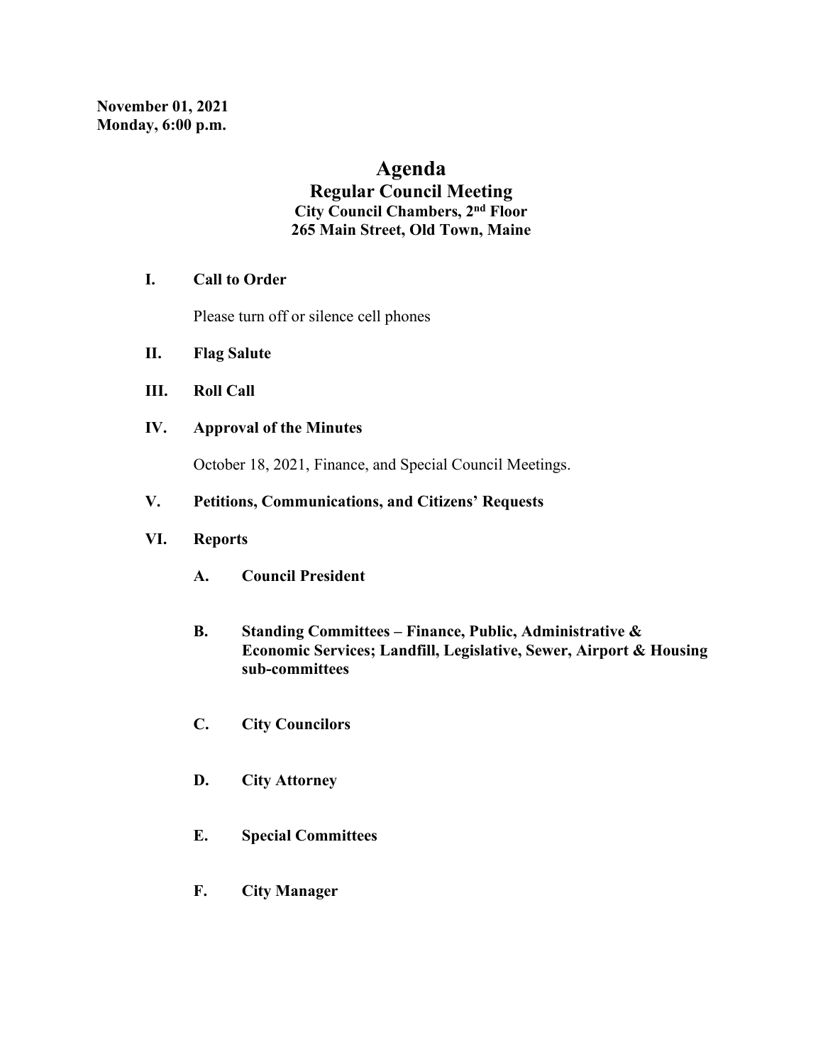**November 01, 2021**
**Monday, 6:00 p.m.**

# Agenda

## Regular Council Meeting

### City Council Chambers, 2nd Floor
### 265 Main Street, Old Town, Maine

**I. Call to Order**

Please turn off or silence cell phones

**II. Flag Salute**

**III. Roll Call**

**IV. Approval of the Minutes**

October 18, 2021, Finance, and Special Council Meetings.

**V. Petitions, Communications, and Citizens' Requests**

**VI. Reports**

**A. Council President**

**B. Standing Committees – Finance, Public, Administrative & Economic Services; Landfill, Legislative, Sewer, Airport & Housing sub-committees**

**C. City Councilors**

**D. City Attorney**

**E. Special Committees**

**F. City Manager**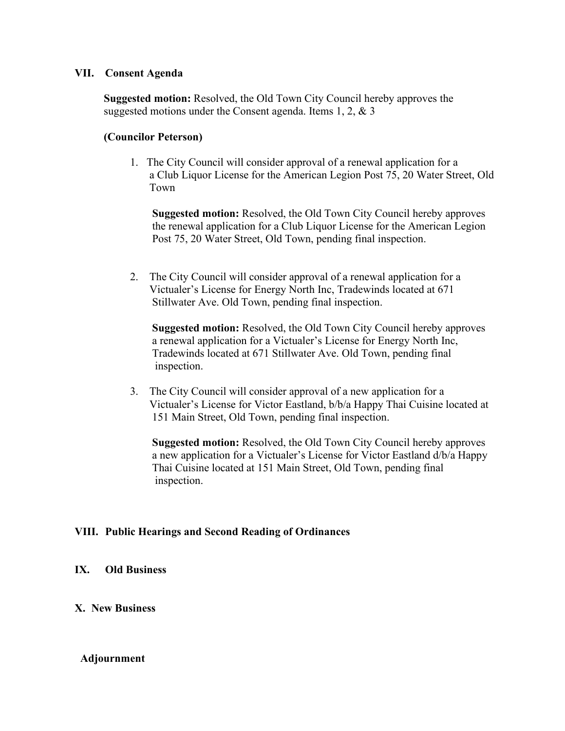## VII. Consent Agenda

**Suggested motion:** Resolved, the Old Town City Council hereby approves the suggested motions under the Consent agenda. Items 1, 2, & 3

**(Councilor Peterson)**

1. The City Council will consider approval of a renewal application for a a Club Liquor License for the American Legion Post 75, 20 Water Street, Old Town

   **Suggested motion:** Resolved, the Old Town City Council hereby approves the renewal application for a Club Liquor License for the American Legion Post 75, 20 Water Street, Old Town, pending final inspection.

2. The City Council will consider approval of a renewal application for a Victualer's License for Energy North Inc, Tradewinds located at 671 Stillwater Ave. Old Town, pending final inspection.

   **Suggested motion:** Resolved, the Old Town City Council hereby approves a renewal application for a Victualer's License for Energy North Inc, Tradewinds located at 671 Stillwater Ave. Old Town, pending final inspection.

3. The City Council will consider approval of a new application for a Victualer's License for Victor Eastland, b/b/a Happy Thai Cuisine located at 151 Main Street, Old Town, pending final inspection.

   **Suggested motion:** Resolved, the Old Town City Council hereby approves a new application for a Victualer's License for Victor Eastland d/b/a Happy Thai Cuisine located at 151 Main Street, Old Town, pending final inspection.

## VIII. Public Hearings and Second Reading of Ordinances

## IX. Old Business

## X. New Business

## Adjournment